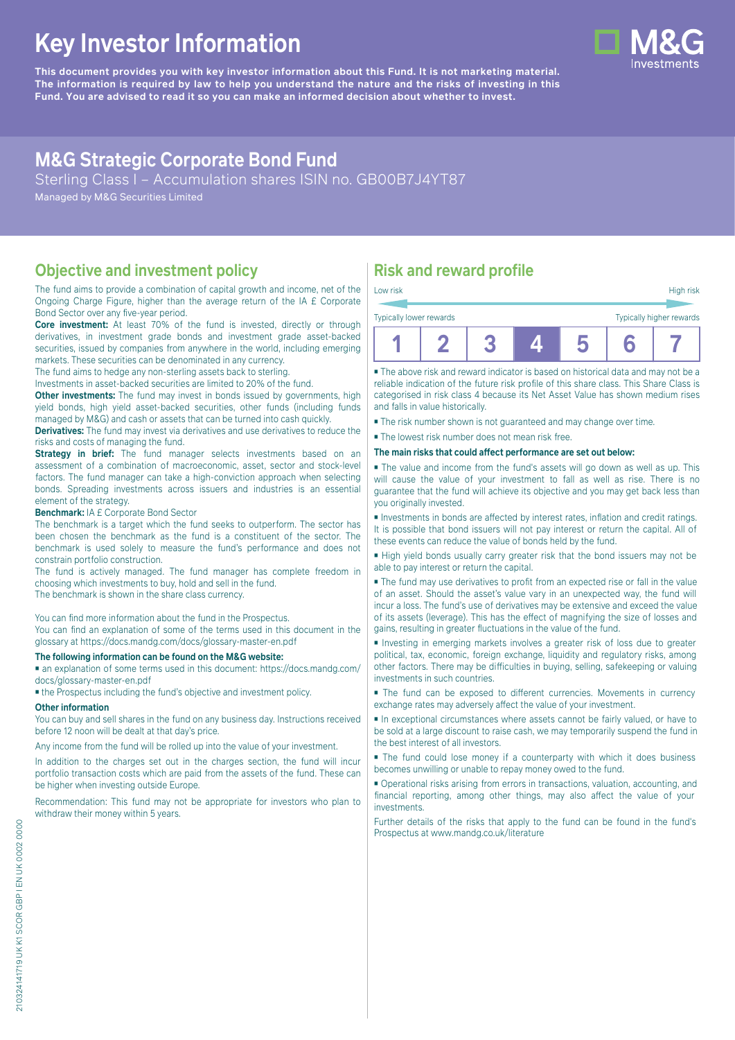# Key Investor Information

**This document provides you with key investor information about this Fund. It is not marketing material. The information is required by law to help you understand the nature and the risks of investing in this Fund. You are advised to read it so you can make an informed decision about whether to invest.**

## M&G Strategic Corporate Bond Fund

Sterling Class I – Accumulation shares ISIN no. GB00B7J4YT87

Managed by M&G Securities Limited

## Objective and investment policy

The fund aims to provide a combination of capital growth and income, net of the Ongoing Charge Figure, higher than the average return of the IA £ Corporate Bond Sector over any five-year period.

**Core investment:** At least 70% of the fund is invested, directly or through derivatives, in investment grade bonds and investment grade asset-backed securities, issued by companies from anywhere in the world, including emerging markets. These securities can be denominated in any currency.

The fund aims to hedge any non-sterling assets back to sterling.

Investments in asset-backed securities are limited to 20% of the fund.

**Other investments:** The fund may invest in bonds issued by governments, high yield bonds, high yield asset-backed securities, other funds (including funds managed by M&G) and cash or assets that can be turned into cash quickly.

**Derivatives:** The fund may invest via derivatives and use derivatives to reduce the risks and costs of managing the fund.

**Strategy in brief:** The fund manager selects investments based on an assessment of a combination of macroeconomic, asset, sector and stock-level factors. The fund manager can take a high-conviction approach when selecting bonds. Spreading investments across issuers and industries is an essential element of the strategy.

**Benchmark:** IA £ Corporate Bond Sector

The benchmark is a target which the fund seeks to outperform. The sector has been chosen the benchmark as the fund is a constituent of the sector. The benchmark is used solely to measure the fund's performance and does not constrain portfolio construction.

The fund is actively managed. The fund manager has complete freedom in choosing which investments to buy, hold and sell in the fund.

The benchmark is shown in the share class currency.

You can find more information about the fund in the Prospectus.

You can find an explanation of some of the terms used in this document in the glossary at https://docs.mandg.com/docs/glossary-master-en.pdf

**The following information can be found on the M&G website:**

- an explanation of some terms used in this document: https://docs.mandg.com/docs/glossary-master-en.pdf
- the Prospectus including the fund's objective and investment policy.

**Other information**

You can buy and sell shares in the fund on any business day. Instructions received before 12 noon will be dealt at that day's price.

Any income from the fund will be rolled up into the value of your investment.

In addition to the charges set out in the charges section, the fund will incur portfolio transaction costs which are paid from the assets of the fund. These can be higher when investing outside Europe.

Recommendation: This fund may not be appropriate for investors who plan to withdraw their money within 5 years.

## Risk and reward profile

Low risk — High risk

Typically lower rewards — Typically higher rewards

| 1 | 2 | 3 | **4** | 5 | 6 | 7 |
|---|---|---|---|---|---|---|

- The above risk and reward indicator is based on historical data and may not be a reliable indication of the future risk profile of this share class. This Share Class is categorised in risk class 4 because its Net Asset Value has shown medium rises and falls in value historically.
- The risk number shown is not guaranteed and may change over time.
- The lowest risk number does not mean risk free.

**The main risks that could affect performance are set out below:**

- The value and income from the fund's assets will go down as well as up. This will cause the value of your investment to fall as well as rise. There is no guarantee that the fund will achieve its objective and you may get back less than you originally invested.
- Investments in bonds are affected by interest rates, inflation and credit ratings. It is possible that bond issuers will not pay interest or return the capital. All of these events can reduce the value of bonds held by the fund.
- High yield bonds usually carry greater risk that the bond issuers may not be able to pay interest or return the capital.
- The fund may use derivatives to profit from an expected rise or fall in the value of an asset. Should the asset's value vary in an unexpected way, the fund will incur a loss. The fund's use of derivatives may be extensive and exceed the value of its assets (leverage). This has the effect of magnifying the size of losses and gains, resulting in greater fluctuations in the value of the fund.
- Investing in emerging markets involves a greater risk of loss due to greater political, tax, economic, foreign exchange, liquidity and regulatory risks, among other factors. There may be difficulties in buying, selling, safekeeping or valuing investments in such countries.
- The fund can be exposed to different currencies. Movements in currency exchange rates may adversely affect the value of your investment.
- In exceptional circumstances where assets cannot be fairly valued, or have to be sold at a large discount to raise cash, we may temporarily suspend the fund in the best interest of all investors.
- The fund could lose money if a counterparty with which it does business becomes unwilling or unable to repay money owed to the fund.
- Operational risks arising from errors in transactions, valuation, accounting, and financial reporting, among other things, may also affect the value of your investments.

Further details of the risks that apply to the fund can be found in the fund's Prospectus at www.mandg.co.uk/literature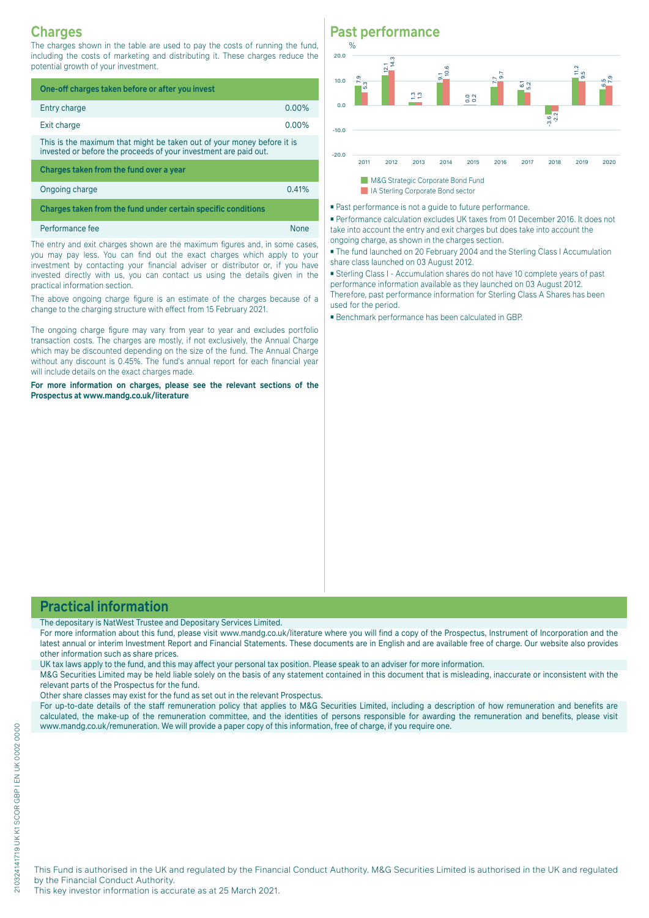## Charges

The charges shown in the table are used to pay the costs of running the fund, including the costs of marketing and distributing it. These charges reduce the potential growth of your investment.

| One-off charges taken before or after you invest | |
|---|---|
| Entry charge | 0.00% |
| Exit charge | 0.00% |
| This is the maximum that might be taken out of your money before it is invested or before the proceeds of your investment are paid out. | |
| **Charges taken from the fund over a year** | |
| Ongoing charge | 0.41% |
| **Charges taken from the fund under certain specific conditions** | |
| Performance fee | None |

The entry and exit charges shown are the maximum figures and, in some cases, you may pay less. You can find out the exact charges which apply to your investment by contacting your financial adviser or distributor or, if you have invested directly with us, you can contact us using the details given in the practical information section.

The above ongoing charge figure is an estimate of the charges because of a change to the charging structure with effect from 15 February 2021.

The ongoing charge figure may vary from year to year and excludes portfolio transaction costs. The charges are mostly, if not exclusively, the Annual Charge which may be discounted depending on the size of the fund. The Annual Charge without any discount is 0.45%. The fund's annual report for each financial year will include details on the exact charges made.

**For more information on charges, please see the relevant sections of the Prospectus at www.mandg.co.uk/literature**

## Past performance

%

20.0
10.0
0.0
-10.0
-20.0

2011: 7.9, 5.3
2012: 12.1, 14.3
2013: 1.3, 1.3
2014: 9.1, 10.6
2015: 0.0, 0.2
2016: 7.7, 9.7
2017: 6.1, 5.2
2018: -3.6, -2.2
2019: 11.2, 9.5
2020: 6.5, 7.9

M&G Strategic Corporate Bond Fund
IA Sterling Corporate Bond sector

- Past performance is not a guide to future performance.
- Performance calculation excludes UK taxes from 01 December 2016. It does not take into account the entry and exit charges but does take into account the ongoing charge, as shown in the charges section.
- The fund launched on 20 February 2004 and the Sterling Class I Accumulation share class launched on 03 August 2012.
- Sterling Class I - Accumulation shares do not have 10 complete years of past performance information available as they launched on 03 August 2012. Therefore, past performance information for Sterling Class A Shares has been used for the period.
- Benchmark performance has been calculated in GBP.

## Practical information

The depositary is NatWest Trustee and Depositary Services Limited.

For more information about this fund, please visit www.mandg.co.uk/literature where you will find a copy of the Prospectus, Instrument of Incorporation and the latest annual or interim Investment Report and Financial Statements. These documents are in English and are available free of charge. Our website also provides other information such as share prices.

UK tax laws apply to the fund, and this may affect your personal tax position. Please speak to an adviser for more information.

M&G Securities Limited may be held liable solely on the basis of any statement contained in this document that is misleading, inaccurate or inconsistent with the relevant parts of the Prospectus for the fund.

Other share classes may exist for the fund as set out in the relevant Prospectus.

For up-to-date details of the staff remuneration policy that applies to M&G Securities Limited, including a description of how remuneration and benefits are calculated, the make-up of the remuneration committee, and the identities of persons responsible for awarding the remuneration and benefits, please visit www.mandg.co.uk/remuneration. We will provide a paper copy of this information, free of charge, if you require one.

This Fund is authorised in the UK and regulated by the Financial Conduct Authority. M&G Securities Limited is authorised in the UK and regulated by the Financial Conduct Authority.

This key investor information is accurate as at 25 March 2021.

21032414719 UK K1 SCOR GBP I EN UK 0002 0000